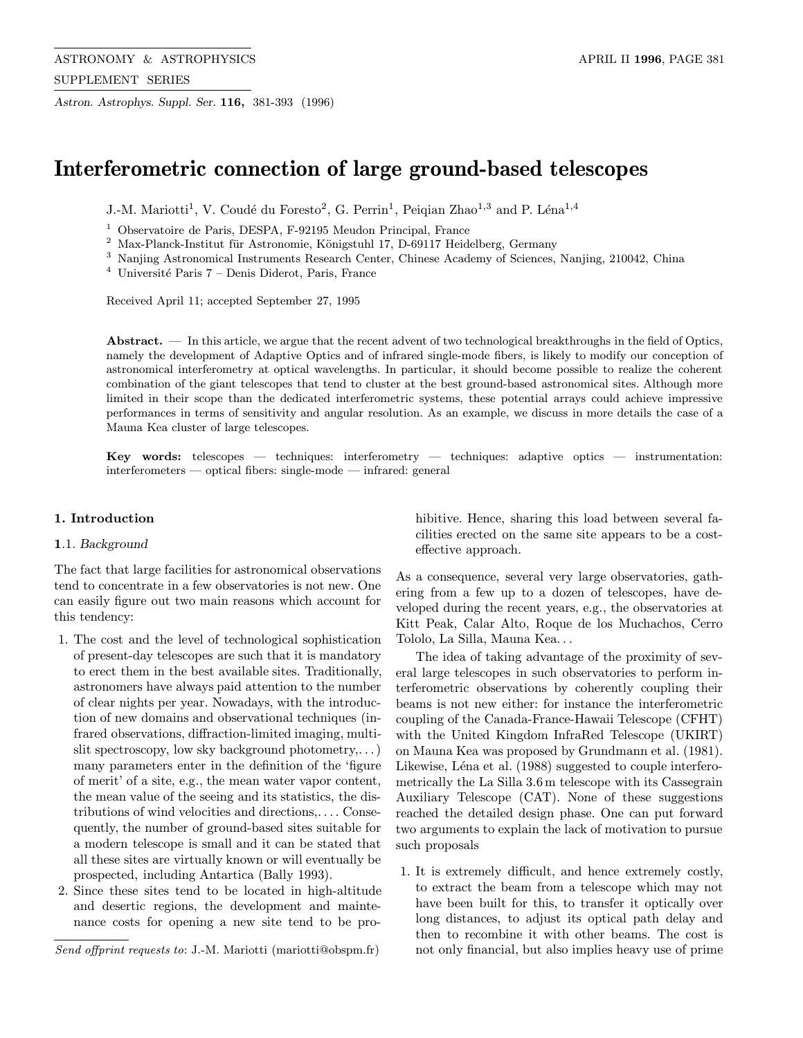# Interferometric connection of large ground-based telescopes

J.-M. Mariotti[1], V. Coudé du Foresto[2], G. Perrin[1], Peiqian Zhao[1,3] and P. Léna[1,4]

[1] Observatoire de Paris, DESPA, F-92195 Meudon Principal, France
[2] Max-Planck-Institut für Astronomie, Königstuhl 17, D-69117 Heidelberg, Germany
[3] Nanjing Astronomical Instruments Research Center, Chinese Academy of Sciences, Nanjing, 210042, China
[4] Université Paris 7 – Denis Diderot, Paris, France

Received April 11; accepted September 27, 1995

**Abstract.** — In this article, we argue that the recent advent of two technological breakthroughs in the field of Optics, namely the development of Adaptive Optics and of infrared single-mode fibers, is likely to modify our conception of astronomical interferometry at optical wavelengths. In particular, it should become possible to realize the coherent combination of the giant telescopes that tend to cluster at the best ground-based astronomical sites. Although more limited in their scope than the dedicated interferometric systems, these potential arrays could achieve impressive performances in terms of sensitivity and angular resolution. As an example, we discuss in more details the case of a Mauna Kea cluster of large telescopes.

**Key words:** telescopes — techniques: interferometry — techniques: adaptive optics — instrumentation: interferometers — optical fibers: single-mode — infrared: general

## 1. Introduction

### 1.1. *Background*

The fact that large facilities for astronomical observations tend to concentrate in a few observatories is not new. One can easily figure out two main reasons which account for this tendency:

1. The cost and the level of technological sophistication of present-day telescopes are such that it is mandatory to erect them in the best available sites. Traditionally, astronomers have always paid attention to the number of clear nights per year. Nowadays, with the introduction of new domains and observational techniques (infrared observations, diffraction-limited imaging, multi-slit spectroscopy, low sky background photometry,...) many parameters enter in the definition of the 'figure of merit' of a site, e.g., the mean water vapor content, the mean value of the seeing and its statistics, the distributions of wind velocities and directions,.... Consequently, the number of ground-based sites suitable for a modern telescope is small and it can be stated that all these sites are virtually known or will eventually be prospected, including Antartica (Bally 1993).
2. Since these sites tend to be located in high-altitude and desertic regions, the development and maintenance costs for opening a new site tend to be prohibitive. Hence, sharing this load between several facilities erected on the same site appears to be a cost-effective approach.

As a consequence, several very large observatories, gathering from a few up to a dozen of telescopes, have developed during the recent years, e.g., the observatories at Kitt Peak, Calar Alto, Roque de los Muchachos, Cerro Tololo, La Silla, Mauna Kea...

The idea of taking advantage of the proximity of several large telescopes in such observatories to perform interferometric observations by coherently coupling their beams is not new either: for instance the interferometric coupling of the Canada-France-Hawaii Telescope (CFHT) with the United Kingdom InfraRed Telescope (UKIRT) on Mauna Kea was proposed by Grundmann et al. (1981). Likewise, Léna et al. (1988) suggested to couple interferometrically the La Silla 3.6 m telescope with its Cassegrain Auxiliary Telescope (CAT). None of these suggestions reached the detailed design phase. One can put forward two arguments to explain the lack of motivation to pursue such proposals

1. It is extremely difficult, and hence extremely costly, to extract the beam from a telescope which may not have been built for this, to transfer it optically over long distances, to adjust its optical path delay and then to recombine it with other beams. The cost is not only financial, but also implies heavy use of prime

*Send offprint requests to*: J.-M. Mariotti (mariotti@obspm.fr)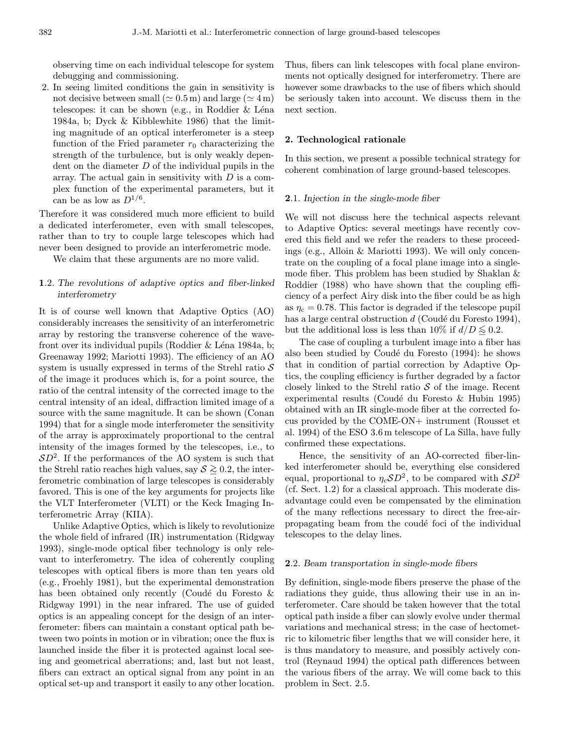observing time on each individual telescope for system debugging and commissioning.

2. In seeing limited conditions the gain in sensitivity is not decisive between small ($\simeq 0.5$ m) and large ($\simeq 4$ m) telescopes: it can be shown (e.g., in Roddier & Léna 1984a, b; Dyck & Kibblewhite 1986) that the limiting magnitude of an optical interferometer is a steep function of the Fried parameter $r_0$ characterizing the strength of the turbulence, but is only weakly dependent on the diameter $D$ of the individual pupils in the array. The actual gain in sensitivity with $D$ is a complex function of the experimental parameters, but it can be as low as $D^{1/6}$.

Therefore it was considered much more efficient to build a dedicated interferometer, even with small telescopes, rather than to try to couple large telescopes which had never been designed to provide an interferometric mode.

We claim that these arguments are no more valid.

### 1.2. *The revolutions of adaptive optics and fiber-linked interferometry*

It is of course well known that Adaptive Optics (AO) considerably increases the sensitivity of an interferometric array by restoring the transverse coherence of the wavefront over its individual pupils (Roddier & Léna 1984a, b; Greenaway 1992; Mariotti 1993). The efficiency of an AO system is usually expressed in terms of the Strehl ratio $\mathcal{S}$ of the image it produces which is, for a point source, the ratio of the central intensity of the corrected image to the central intensity of an ideal, diffraction limited image of a source with the same magnitude. It can be shown (Conan 1994) that for a single mode interferometer the sensitivity of the array is approximately proportional to the central intensity of the images formed by the telescopes, i.e., to $\mathcal{S}D^2$. If the performances of the AO system is such that the Strehl ratio reaches high values, say $\mathcal{S} \gtrsim 0.2$, the interferometric combination of large telescopes is considerably favored. This is one of the key arguments for projects like the VLT Interferometer (VLTI) or the Keck Imaging Interferometric Array (KIIA).

Unlike Adaptive Optics, which is likely to revolutionize the whole field of infrared (IR) instrumentation (Ridgway 1993), single-mode optical fiber technology is only relevant to interferometry. The idea of coherently coupling telescopes with optical fibers is more than ten years old (e.g., Froehly 1981), but the experimental demonstration has been obtained only recently (Coudé du Foresto & Ridgway 1991) in the near infrared. The use of guided optics is an appealing concept for the design of an interferometer: fibers can maintain a constant optical path between two points in motion or in vibration; once the flux is launched inside the fiber it is protected against local seeing and geometrical aberrations; and, last but not least, fibers can extract an optical signal from any point in an optical set-up and transport it easily to any other location. Thus, fibers can link telescopes with focal plane environments not optically designed for interferometry. There are however some drawbacks to the use of fibers which should be seriously taken into account. We discuss them in the next section.

## 2. Technological rationale

In this section, we present a possible technical strategy for coherent combination of large ground-based telescopes.

### 2.1. *Injection in the single-mode fiber*

We will not discuss here the technical aspects relevant to Adaptive Optics: several meetings have recently covered this field and we refer the readers to these proceedings (e.g., Alloin & Mariotti 1993). We will only concentrate on the coupling of a focal plane image into a single-mode fiber. This problem has been studied by Shaklan & Roddier (1988) who have shown that the coupling efficiency of a perfect Airy disk into the fiber could be as high as $\eta_c = 0.78$. This factor is degraded if the telescope pupil has a large central obstruction $d$ (Coudé du Foresto 1994), but the additional loss is less than 10% if $d/D \lesssim 0.2$.

The case of coupling a turbulent image into a fiber has also been studied by Coudé du Foresto (1994): he shows that in condition of partial correction by Adaptive Optics, the coupling efficiency is further degraded by a factor closely linked to the Strehl ratio $\mathcal{S}$ of the image. Recent experimental results (Coudé du Foresto & Hubin 1995) obtained with an IR single-mode fiber at the corrected focus provided by the COME-ON+ instrument (Rousset et al. 1994) of the ESO 3.6 m telescope of La Silla, have fully confirmed these expectations.

Hence, the sensitivity of an AO-corrected fiber-linked interferometer should be, everything else considered equal, proportional to $\eta_c\mathcal{S}D^2$, to be compared with $\mathcal{S}D^2$ (cf. Sect. 1.2) for a classical approach. This moderate disadvantage could even be compensated by the elimination of the many reflections necessary to direct the free-air-propagating beam from the coudé foci of the individual telescopes to the delay lines.

### 2.2. *Beam transportation in single-mode fibers*

By definition, single-mode fibers preserve the phase of the radiations they guide, thus allowing their use in an interferometer. Care should be taken however that the total optical path inside a fiber can slowly evolve under thermal variations and mechanical stress; in the case of hectometric to kilometric fiber lengths that we will consider here, it is thus mandatory to measure, and possibly actively control (Reynaud 1994) the optical path differences between the various fibers of the array. We will come back to this problem in Sect. 2.5.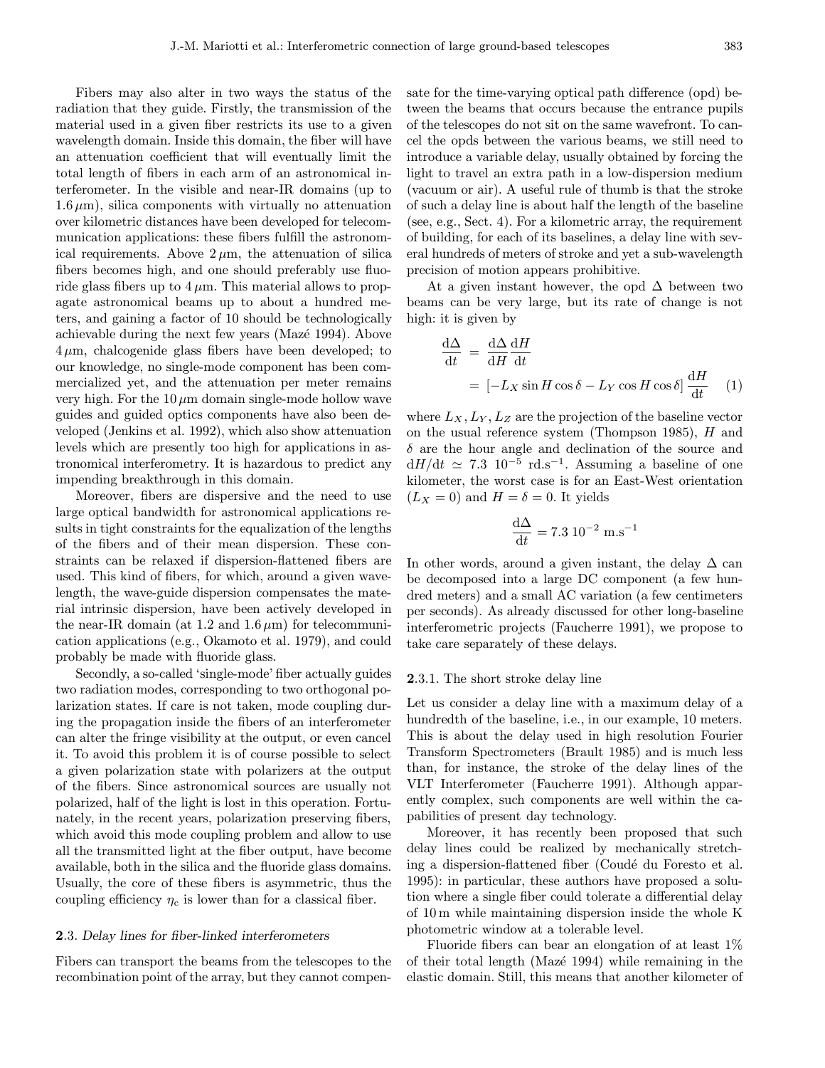Fibers may also alter in two ways the status of the radiation that they guide. Firstly, the transmission of the material used in a given fiber restricts its use to a given wavelength domain. Inside this domain, the fiber will have an attenuation coefficient that will eventually limit the total length of fibers in each arm of an astronomical interferometer. In the visible and near-IR domains (up to $1.6\,\mu$m), silica components with virtually no attenuation over kilometric distances have been developed for telecommunication applications: these fibers fulfill the astronomical requirements. Above $2\,\mu$m, the attenuation of silica fibers becomes high, and one should preferably use fluoride glass fibers up to $4\,\mu$m. This material allows to propagate astronomical beams up to about a hundred meters, and gaining a factor of 10 should be technologically achievable during the next few years (Mazé 1994). Above $4\,\mu$m, chalcogenide glass fibers have been developed; to our knowledge, no single-mode component has been commercialized yet, and the attenuation per meter remains very high. For the $10\,\mu$m domain single-mode hollow wave guides and guided optics components have also been developed (Jenkins et al. 1992), which also show attenuation levels which are presently too high for applications in astronomical interferometry. It is hazardous to predict any impending breakthrough in this domain.

Moreover, fibers are dispersive and the need to use large optical bandwidth for astronomical applications results in tight constraints for the equalization of the lengths of the fibers and of their mean dispersion. These constraints can be relaxed if dispersion-flattened fibers are used. This kind of fibers, for which, around a given wavelength, the wave-guide dispersion compensates the material intrinsic dispersion, have been actively developed in the near-IR domain (at 1.2 and $1.6\,\mu$m) for telecommunication applications (e.g., Okamoto et al. 1979), and could probably be made with fluoride glass.

Secondly, a so-called 'single-mode' fiber actually guides two radiation modes, corresponding to two orthogonal polarization states. If care is not taken, mode coupling during the propagation inside the fibers of an interferometer can alter the fringe visibility at the output, or even cancel it. To avoid this problem it is of course possible to select a given polarization state with polarizers at the output of the fibers. Since astronomical sources are usually not polarized, half of the light is lost in this operation. Fortunately, in the recent years, polarization preserving fibers, which avoid this mode coupling problem and allow to use all the transmitted light at the fiber output, have become available, both in the silica and the fluoride glass domains. Usually, the core of these fibers is asymmetric, thus the coupling efficiency $\eta_c$ is lower than for a classical fiber.

### 2.3. *Delay lines for fiber-linked interferometers*

Fibers can transport the beams from the telescopes to the recombination point of the array, but they cannot compensate for the time-varying optical path difference (opd) between the beams that occurs because the entrance pupils of the telescopes do not sit on the same wavefront. To cancel the opds between the various beams, we still need to introduce a variable delay, usually obtained by forcing the light to travel an extra path in a low-dispersion medium (vacuum or air). A useful rule of thumb is that the stroke of such a delay line is about half the length of the baseline (see, e.g., Sect. 4). For a kilometric array, the requirement of building, for each of its baselines, a delay line with several hundreds of meters of stroke and yet a sub-wavelength precision of motion appears prohibitive.

At a given instant however, the opd $\Delta$ between two beams can be very large, but its rate of change is not high: it is given by

$$\frac{\mathrm{d}\Delta}{\mathrm{d}t} = \frac{\mathrm{d}\Delta}{\mathrm{d}H}\frac{\mathrm{d}H}{\mathrm{d}t} = \left[-L_X \sin H \cos\delta - L_Y \cos H \cos\delta\right]\frac{\mathrm{d}H}{\mathrm{d}t} \quad (1)$$

where $L_X, L_Y, L_Z$ are the projection of the baseline vector on the usual reference system (Thompson 1985), $H$ and $\delta$ are the hour angle and declination of the source and $\mathrm{d}H/\mathrm{d}t \simeq 7.3\ 10^{-5}$ rd.s$^{-1}$. Assuming a baseline of one kilometer, the worst case is for an East-West orientation ($L_X = 0$) and $H = \delta = 0$. It yields

$$\frac{\mathrm{d}\Delta}{\mathrm{d}t} = 7.3\ 10^{-2}\ \mathrm{m.s}^{-1}$$

In other words, around a given instant, the delay $\Delta$ can be decomposed into a large DC component (a few hundred meters) and a small AC variation (a few centimeters per seconds). As already discussed for other long-baseline interferometric projects (Faucherre 1991), we propose to take care separately of these delays.

#### 2.3.1. The short stroke delay line

Let us consider a delay line with a maximum delay of a hundredth of the baseline, i.e., in our example, 10 meters. This is about the delay used in high resolution Fourier Transform Spectrometers (Brault 1985) and is much less than, for instance, the stroke of the delay lines of the VLT Interferometer (Faucherre 1991). Although apparently complex, such components are well within the capabilities of present day technology.

Moreover, it has recently been proposed that such delay lines could be realized by mechanically stretching a dispersion-flattened fiber (Coudé du Foresto et al. 1995): in particular, these authors have proposed a solution where a single fiber could tolerate a differential delay of 10 m while maintaining dispersion inside the whole K photometric window at a tolerable level.

Fluoride fibers can bear an elongation of at least 1% of their total length (Mazé 1994) while remaining in the elastic domain. Still, this means that another kilometer of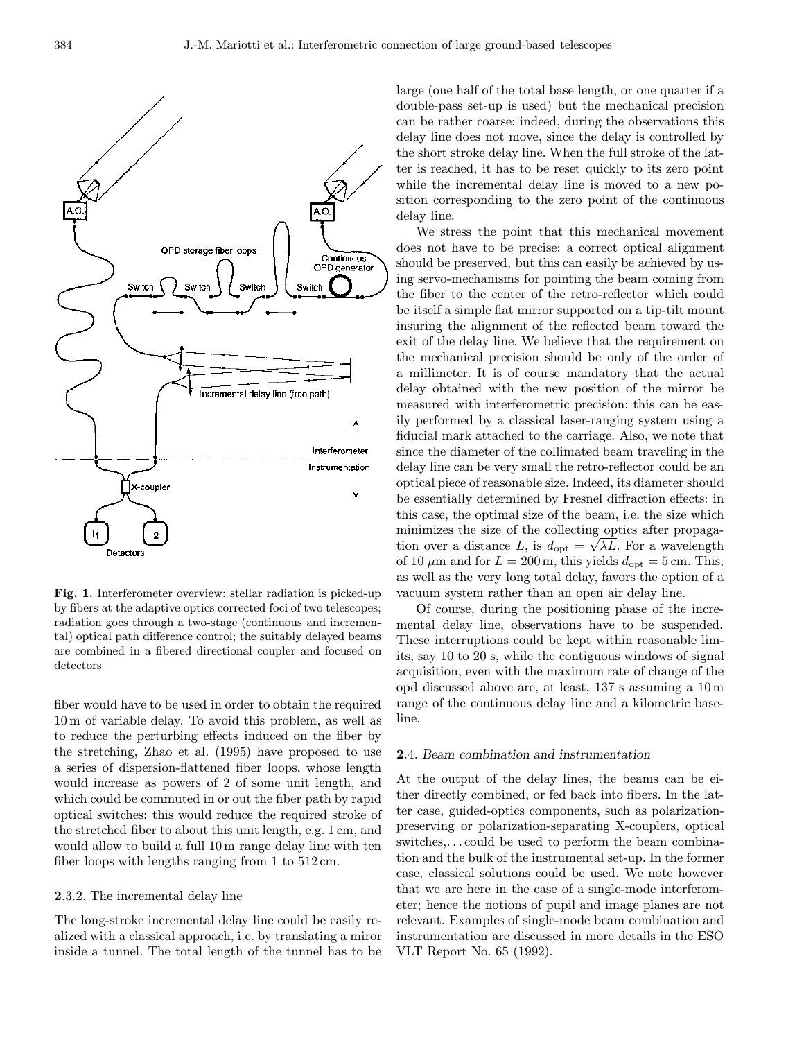**Fig. 1.** Interferometer overview: stellar radiation is picked-up by fibers at the adaptive optics corrected foci of two telescopes; radiation goes through a two-stage (continuous and incremental) optical path difference control; the suitably delayed beams are combined in a fibered directional coupler and focused on detectors

fiber would have to be used in order to obtain the required 10 m of variable delay. To avoid this problem, as well as to reduce the perturbing effects induced on the fiber by the stretching, Zhao et al. (1995) have proposed to use a series of dispersion-flattened fiber loops, whose length would increase as powers of 2 of some unit length, and which could be commuted in or out the fiber path by rapid optical switches: this would reduce the required stroke of the stretched fiber to about this unit length, e.g. 1 cm, and would allow to build a full 10 m range delay line with ten fiber loops with lengths ranging from 1 to 512 cm.

### 2.3.2. The incremental delay line

The long-stroke incremental delay line could be easily realized with a classical approach, i.e. by translating a miror inside a tunnel. The total length of the tunnel has to be large (one half of the total base length, or one quarter if a double-pass set-up is used) but the mechanical precision can be rather coarse: indeed, during the observations this delay line does not move, since the delay is controlled by the short stroke delay line. When the full stroke of the latter is reached, it has to be reset quickly to its zero point while the incremental delay line is moved to a new position corresponding to the zero point of the continuous delay line.

We stress the point that this mechanical movement does not have to be precise: a correct optical alignment should be preserved, but this can easily be achieved by using servo-mechanisms for pointing the beam coming from the fiber to the center of the retro-reflector which could be itself a simple flat mirror supported on a tip-tilt mount insuring the alignment of the reflected beam toward the exit of the delay line. We believe that the requirement on the mechanical precision should be only of the order of a millimeter. It is of course mandatory that the actual delay obtained with the new position of the mirror be measured with interferometric precision: this can be easily performed by a classical laser-ranging system using a fiducial mark attached to the carriage. Also, we note that since the diameter of the collimated beam traveling in the delay line can be very small the retro-reflector could be an optical piece of reasonable size. Indeed, its diameter should be essentially determined by Fresnel diffraction effects: in this case, the optimal size of the beam, i.e. the size which minimizes the size of the collecting optics after propagation over a distance $L$, is $d_{\rm opt} = \sqrt{\lambda L}$. For a wavelength of 10 $\mu$m and for $L = 200$ m, this yields $d_{\rm opt} = 5$ cm. This, as well as the very long total delay, favors the option of a vacuum system rather than an open air delay line.

Of course, during the positioning phase of the incremental delay line, observations have to be suspended. These interruptions could be kept within reasonable limits, say 10 to 20 s, while the contiguous windows of signal acquisition, even with the maximum rate of change of the opd discussed above are, at least, 137 s assuming a 10 m range of the continuous delay line and a kilometric baseline.

### 2.4. *Beam combination and instrumentation*

At the output of the delay lines, the beams can be either directly combined, or fed back into fibers. In the latter case, guided-optics components, such as polarization-preserving or polarization-separating X-couplers, optical switches,... could be used to perform the beam combination and the bulk of the instrumental set-up. In the former case, classical solutions could be used. We note however that we are here in the case of a single-mode interferometer; hence the notions of pupil and image planes are not relevant. Examples of single-mode beam combination and instrumentation are discussed in more details in the ESO VLT Report No. 65 (1992).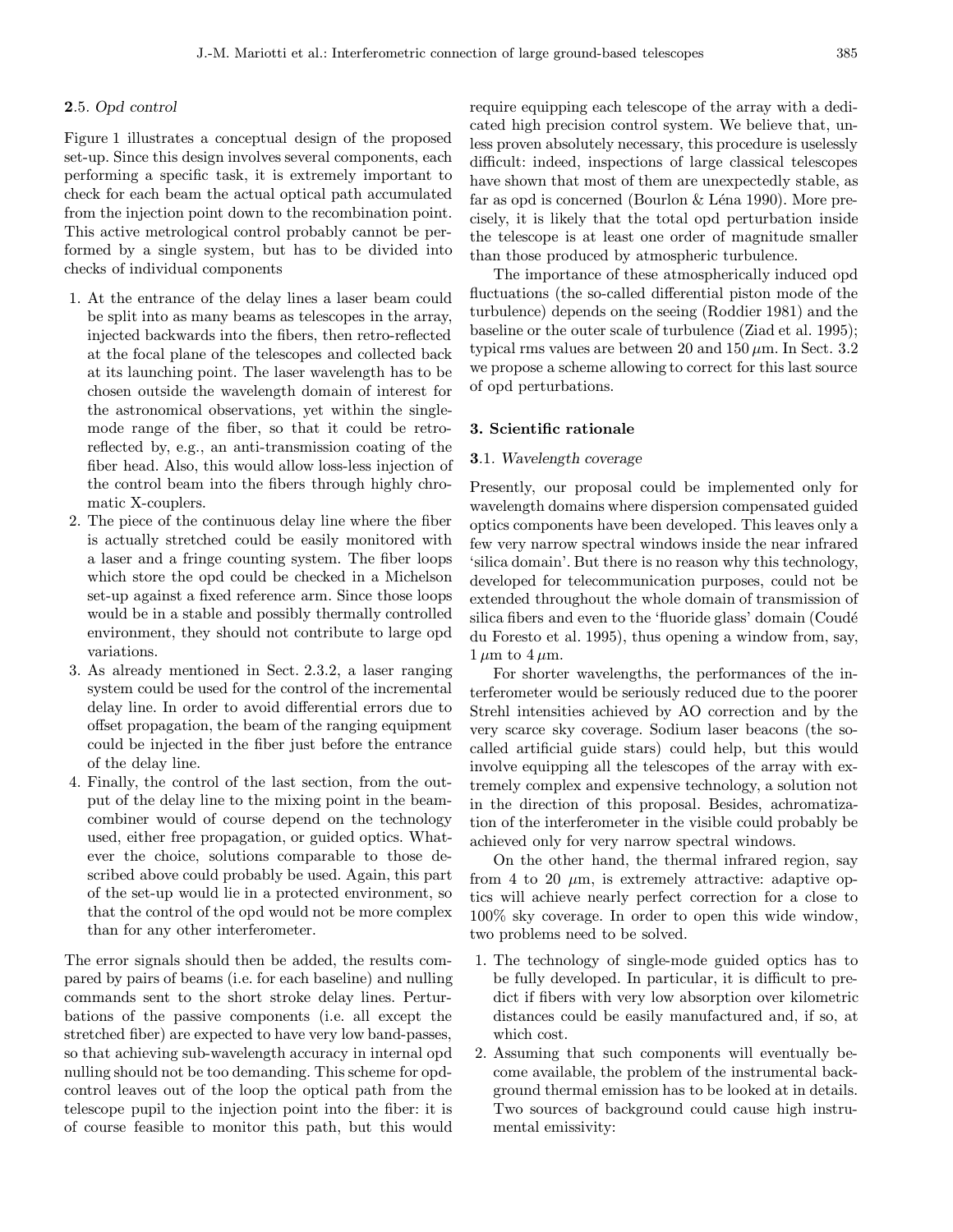### 2.5. *Opd control*

Figure 1 illustrates a conceptual design of the proposed set-up. Since this design involves several components, each performing a specific task, it is extremely important to check for each beam the actual optical path accumulated from the injection point down to the recombination point. This active metrological control probably cannot be performed by a single system, but has to be divided into checks of individual components

1. At the entrance of the delay lines a laser beam could be split into as many beams as telescopes in the array, injected backwards into the fibers, then retro-reflected at the focal plane of the telescopes and collected back at its launching point. The laser wavelength has to be chosen outside the wavelength domain of interest for the astronomical observations, yet within the single-mode range of the fiber, so that it could be retro-reflected by, e.g., an anti-transmission coating of the fiber head. Also, this would allow loss-less injection of the control beam into the fibers through highly chromatic X-couplers.
2. The piece of the continuous delay line where the fiber is actually stretched could be easily monitored with a laser and a fringe counting system. The fiber loops which store the opd could be checked in a Michelson set-up against a fixed reference arm. Since those loops would be in a stable and possibly thermally controlled environment, they should not contribute to large opd variations.
3. As already mentioned in Sect. 2.3.2, a laser ranging system could be used for the control of the incremental delay line. In order to avoid differential errors due to offset propagation, the beam of the ranging equipment could be injected in the fiber just before the entrance of the delay line.
4. Finally, the control of the last section, from the output of the delay line to the mixing point in the beam-combiner would of course depend on the technology used, either free propagation, or guided optics. Whatever the choice, solutions comparable to those described above could probably be used. Again, this part of the set-up would lie in a protected environment, so that the control of the opd would not be more complex than for any other interferometer.

The error signals should then be added, the results compared by pairs of beams (i.e. for each baseline) and nulling commands sent to the short stroke delay lines. Perturbations of the passive components (i.e. all except the stretched fiber) are expected to have very low band-passes, so that achieving sub-wavelength accuracy in internal opd nulling should not be too demanding. This scheme for opd-control leaves out of the loop the optical path from the telescope pupil to the injection point into the fiber: it is of course feasible to monitor this path, but this would require equipping each telescope of the array with a dedicated high precision control system. We believe that, unless proven absolutely necessary, this procedure is uselessly difficult: indeed, inspections of large classical telescopes have shown that most of them are unexpectedly stable, as far as opd is concerned (Bourlon & Léna 1990). More precisely, it is likely that the total opd perturbation inside the telescope is at least one order of magnitude smaller than those produced by atmospheric turbulence.

The importance of these atmospherically induced opd fluctuations (the so-called differential piston mode of the turbulence) depends on the seeing (Roddier 1981) and the baseline or the outer scale of turbulence (Ziad et al. 1995); typical rms values are between 20 and 150 $\mu$m. In Sect. 3.2 we propose a scheme allowing to correct for this last source of opd perturbations.

## 3. Scientific rationale

### 3.1. *Wavelength coverage*

Presently, our proposal could be implemented only for wavelength domains where dispersion compensated guided optics components have been developed. This leaves only a few very narrow spectral windows inside the near infrared 'silica domain'. But there is no reason why this technology, developed for telecommunication purposes, could not be extended throughout the whole domain of transmission of silica fibers and even to the 'fluoride glass' domain (Coudé du Foresto et al. 1995), thus opening a window from, say, 1 $\mu$m to 4 $\mu$m.

For shorter wavelengths, the performances of the interferometer would be seriously reduced due to the poorer Strehl intensities achieved by AO correction and by the very scarce sky coverage. Sodium laser beacons (the so-called artificial guide stars) could help, but this would involve equipping all the telescopes of the array with extremely complex and expensive technology, a solution not in the direction of this proposal. Besides, achromatization of the interferometer in the visible could probably be achieved only for very narrow spectral windows.

On the other hand, the thermal infrared region, say from 4 to 20 $\mu$m, is extremely attractive: adaptive optics will achieve nearly perfect correction for a close to 100% sky coverage. In order to open this wide window, two problems need to be solved.

1. The technology of single-mode guided optics has to be fully developed. In particular, it is difficult to predict if fibers with very low absorption over kilometric distances could be easily manufactured and, if so, at which cost.
2. Assuming that such components will eventually become available, the problem of the instrumental background thermal emission has to be looked at in details. Two sources of background could cause high instrumental emissivity: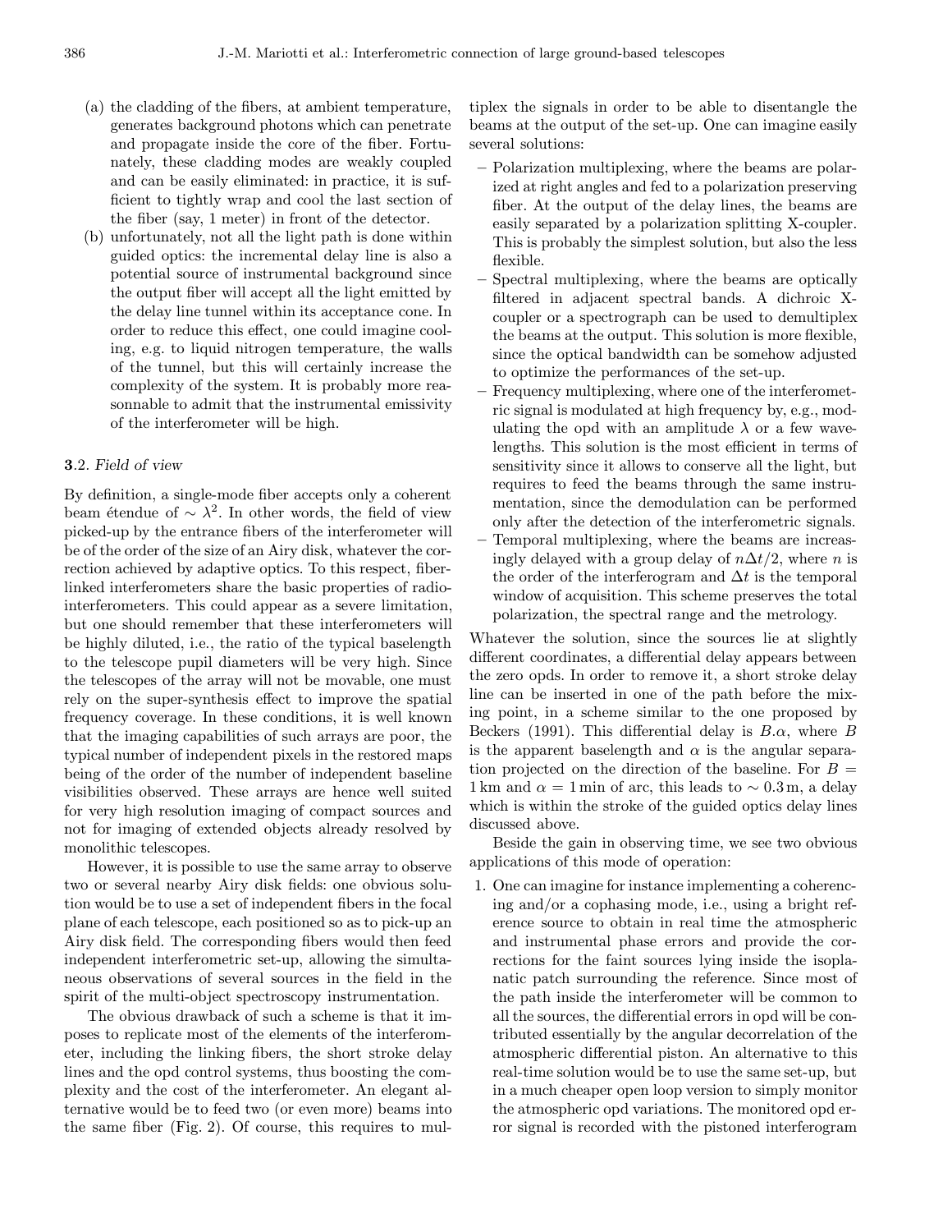(a) the cladding of the fibers, at ambient temperature, generates background photons which can penetrate and propagate inside the core of the fiber. Fortunately, these cladding modes are weakly coupled and can be easily eliminated: in practice, it is sufficient to tightly wrap and cool the last section of the fiber (say, 1 meter) in front of the detector.

(b) unfortunately, not all the light path is done within guided optics: the incremental delay line is also a potential source of instrumental background since the output fiber will accept all the light emitted by the delay line tunnel within its acceptance cone. In order to reduce this effect, one could imagine cooling, e.g. to liquid nitrogen temperature, the walls of the tunnel, but this will certainly increase the complexity of the system. It is probably more reasonnable to admit that the instrumental emissivity of the interferometer will be high.

### **3**.2. *Field of view*

By definition, a single-mode fiber accepts only a coherent beam étendue of $\sim \lambda^2$. In other words, the field of view picked-up by the entrance fibers of the interferometer will be of the order of the size of an Airy disk, whatever the correction achieved by adaptive optics. To this respect, fiber-linked interferometers share the basic properties of radio-interferometers. This could appear as a severe limitation, but one should remember that these interferometers will be highly diluted, i.e., the ratio of the typical baselength to the telescope pupil diameters will be very high. Since the telescopes of the array will not be movable, one must rely on the super-synthesis effect to improve the spatial frequency coverage. In these conditions, it is well known that the imaging capabilities of such arrays are poor, the typical number of independent pixels in the restored maps being of the order of the number of independent baseline visibilities observed. These arrays are hence well suited for very high resolution imaging of compact sources and not for imaging of extended objects already resolved by monolithic telescopes.

However, it is possible to use the same array to observe two or several nearby Airy disk fields: one obvious solution would be to use a set of independent fibers in the focal plane of each telescope, each positioned so as to pick-up an Airy disk field. The corresponding fibers would then feed independent interferometric set-up, allowing the simultaneous observations of several sources in the field in the spirit of the multi-object spectroscopy instrumentation.

The obvious drawback of such a scheme is that it imposes to replicate most of the elements of the interferometer, including the linking fibers, the short stroke delay lines and the opd control systems, thus boosting the complexity and the cost of the interferometer. An elegant alternative would be to feed two (or even more) beams into the same fiber (Fig. 2). Of course, this requires to multiplex the signals in order to be able to disentangle the beams at the output of the set-up. One can imagine easily several solutions:

- Polarization multiplexing, where the beams are polarized at right angles and fed to a polarization preserving fiber. At the output of the delay lines, the beams are easily separated by a polarization splitting X-coupler. This is probably the simplest solution, but also the less flexible.
- Spectral multiplexing, where the beams are optically filtered in adjacent spectral bands. A dichroic X-coupler or a spectrograph can be used to demultiplex the beams at the output. This solution is more flexible, since the optical bandwidth can be somehow adjusted to optimize the performances of the set-up.
- Frequency multiplexing, where one of the interferometric signal is modulated at high frequency by, e.g., modulating the opd with an amplitude $\lambda$ or a few wavelengths. This solution is the most efficient in terms of sensitivity since it allows to conserve all the light, but requires to feed the beams through the same instrumentation, since the demodulation can be performed only after the detection of the interferometric signals.
- Temporal multiplexing, where the beams are increasingly delayed with a group delay of $n\Delta t/2$, where $n$ is the order of the interferogram and $\Delta t$ is the temporal window of acquisition. This scheme preserves the total polarization, the spectral range and the metrology.

Whatever the solution, since the sources lie at slightly different coordinates, a differential delay appears between the zero opds. In order to remove it, a short stroke delay line can be inserted in one of the path before the mixing point, in a scheme similar to the one proposed by Beckers (1991). This differential delay is $B.\alpha$, where $B$ is the apparent baselength and $\alpha$ is the angular separation projected on the direction of the baseline. For $B = 1\,\mathrm{km}$ and $\alpha = 1\,\mathrm{min}$ of arc, this leads to $\sim 0.3\,\mathrm{m}$, a delay which is within the stroke of the guided optics delay lines discussed above.

Beside the gain in observing time, we see two obvious applications of this mode of operation:

1. One can imagine for instance implementing a coherencing and/or a cophasing mode, i.e., using a bright reference source to obtain in real time the atmospheric and instrumental phase errors and provide the corrections for the faint sources lying inside the isoplanatic patch surrounding the reference. Since most of the path inside the interferometer will be common to all the sources, the differential errors in opd will be contributed essentially by the angular decorrelation of the atmospheric differential piston. An alternative to this real-time solution would be to use the same set-up, but in a much cheaper open loop version to simply monitor the atmospheric opd variations. The monitored opd error signal is recorded with the pistoned interferogram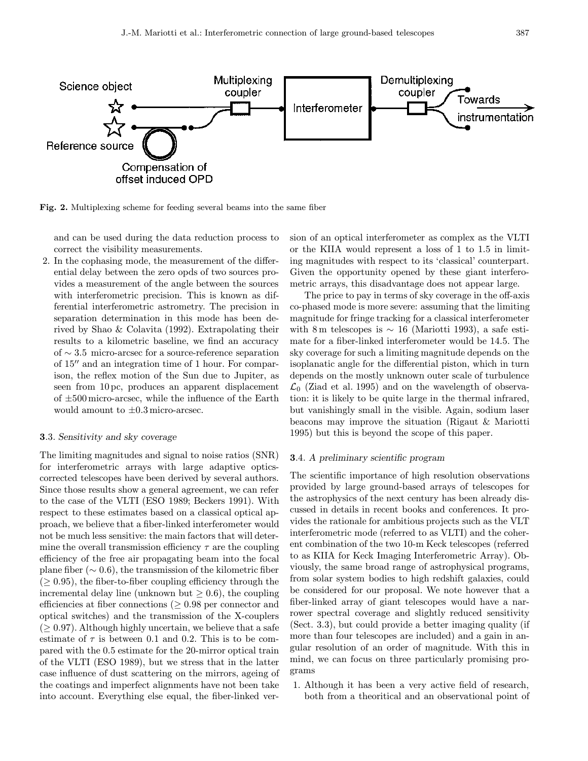Fig. 2. Multiplexing scheme for feeding several beams into the same fiber

and can be used during the data reduction process to correct the visibility measurements.

2. In the cophasing mode, the measurement of the differential delay between the zero opds of two sources provides a measurement of the angle between the sources with interferometric precision. This is known as differential interferometric astrometry. The precision in separation determination in this mode has been derived by Shao & Colavita (1992). Extrapolating their results to a kilometric baseline, we find an accuracy of $\sim 3.5$ micro-arcsec for a source-reference separation of $15''$ and an integration time of 1 hour. For comparison, the reflex motion of the Sun due to Jupiter, as seen from 10 pc, produces an apparent displacement of $\pm 500$ micro-arcsec, while the influence of the Earth would amount to $\pm 0.3$ micro-arcsec.

### 3.3. *Sensitivity and sky coverage*

The limiting magnitudes and signal to noise ratios (SNR) for interferometric arrays with large adaptive optics-corrected telescopes have been derived by several authors. Since those results show a general agreement, we can refer to the case of the VLTI (ESO 1989; Beckers 1991). With respect to these estimates based on a classical optical approach, we believe that a fiber-linked interferometer would not be much less sensitive: the main factors that will determine the overall transmission efficiency $\tau$ are the coupling efficiency of the free air propagating beam into the focal plane fiber ($\sim 0.6$), the transmission of the kilometric fiber ($\geq 0.95$), the fiber-to-fiber coupling efficiency through the incremental delay line (unknown but $\geq 0.6$), the coupling efficiencies at fiber connections ($\geq 0.98$ per connector and optical switches) and the transmission of the X-couplers ($\geq 0.97$). Although highly uncertain, we believe that a safe estimate of $\tau$ is between 0.1 and 0.2. This is to be compared with the 0.5 estimate for the 20-mirror optical train of the VLTI (ESO 1989), but we stress that in the latter case influence of dust scattering on the mirrors, ageing of the coatings and imperfect alignments have not been take into account. Everything else equal, the fiber-linked version of an optical interferometer as complex as the VLTI or the KIIA would represent a loss of 1 to 1.5 in limiting magnitudes with respect to its 'classical' counterpart. Given the opportunity opened by these giant interferometric arrays, this disadvantage does not appear large.

The price to pay in terms of sky coverage in the off-axis co-phased mode is more severe: assuming that the limiting magnitude for fringe tracking for a classical interferometer with 8 m telescopes is $\sim 16$ (Mariotti 1993), a safe estimate for a fiber-linked interferometer would be 14.5. The sky coverage for such a limiting magnitude depends on the isoplanatic angle for the differential piston, which in turn depends on the mostly unknown outer scale of turbulence $\mathcal{L}_0$ (Ziad et al. 1995) and on the wavelength of observation: it is likely to be quite large in the thermal infrared, but vanishingly small in the visible. Again, sodium laser beacons may improve the situation (Rigaut & Mariotti 1995) but this is beyond the scope of this paper.

### 3.4. *A preliminary scientific program*

The scientific importance of high resolution observations provided by large ground-based arrays of telescopes for the astrophysics of the next century has been already discussed in details in recent books and conferences. It provides the rationale for ambitious projects such as the VLT interferometric mode (referred to as VLTI) and the coherent combination of the two 10-m Keck telescopes (referred to as KIIA for Keck Imaging Interferometric Array). Obviously, the same broad range of astrophysical programs, from solar system bodies to high redshift galaxies, could be considered for our proposal. We note however that a fiber-linked array of giant telescopes would have a narrower spectral coverage and slightly reduced sensitivity (Sect. 3.3), but could provide a better imaging quality (if more than four telescopes are included) and a gain in angular resolution of an order of magnitude. With this in mind, we can focus on three particularly promising programs

1. Although it has been a very active field of research, both from a theoritical and an observational point of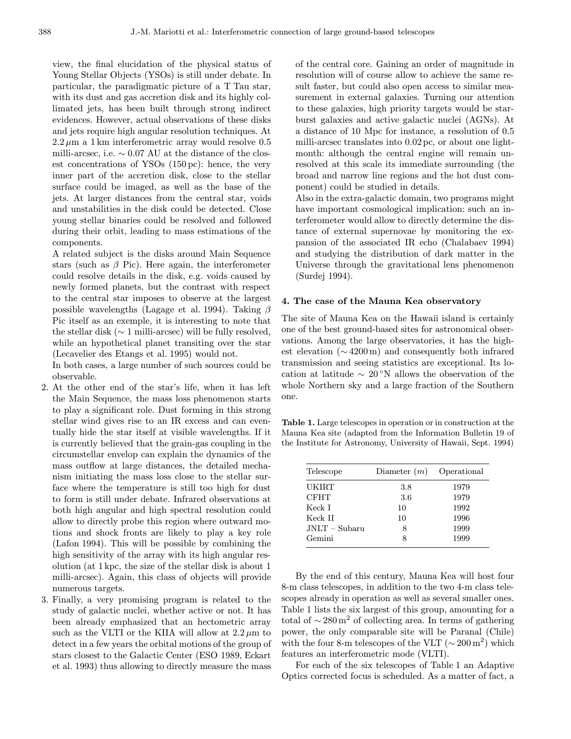view, the final elucidation of the physical status of Young Stellar Objects (YSOs) is still under debate. In particular, the paradigmatic picture of a T Tau star, with its dust and gas accretion disk and its highly collimated jets, has been built through strong indirect evidences. However, actual observations of these disks and jets require high angular resolution techniques. At $2.2\,\mu$m a 1 km interferometric array would resolve 0.5 milli-arcsec, i.e. $\sim 0.07$ AU at the distance of the closest concentrations of YSOs (150 pc): hence, the very inner part of the accretion disk, close to the stellar surface could be imaged, as well as the base of the jets. At larger distances from the central star, voids and unstabilities in the disk could be detected. Close young stellar binaries could be resolved and followed during their orbit, leading to mass estimations of the components.

A related subject is the disks around Main Sequence stars (such as $\beta$ Pic). Here again, the interferometer could resolve details in the disk, e.g. voids caused by newly formed planets, but the contrast with respect to the central star imposes to observe at the largest possible wavelengths (Lagage et al. 1994). Taking $\beta$ Pic itself as an exemple, it is interesting to note that the stellar disk ($\sim 1$ milli-arcsec) will be fully resolved, while an hypothetical planet transiting over the star (Lecavelier des Etangs et al. 1995) would not.

In both cases, a large number of such sources could be observable.

2. At the other end of the star's life, when it has left the Main Sequence, the mass loss phenomenon starts to play a significant role. Dust forming in this strong stellar wind gives rise to an IR excess and can eventually hide the star itself at visible wavelengths. If it is currently believed that the grain-gas coupling in the circumstellar envelop can explain the dynamics of the mass outflow at large distances, the detailed mechanism initiating the mass loss close to the stellar surface where the temperature is still too high for dust to form is still under debate. Infrared observations at both high angular and high spectral resolution could allow to directly probe this region where outward motions and shock fronts are likely to play a key role (Lafon 1994). This will be possible by combining the high sensitivity of the array with its high angular resolution (at 1 kpc, the size of the stellar disk is about 1 milli-arcsec). Again, this class of objects will provide numerous targets.
3. Finally, a very promising program is related to the study of galactic nuclei, whether active or not. It has been already emphasized that an hectometric array such as the VLTI or the KIIA will allow at $2.2\,\mu$m to detect in a few years the orbital motions of the group of stars closest to the Galactic Center (ESO 1989, Eckart et al. 1993) thus allowing to directly measure the mass of the central core. Gaining an order of magnitude in resolution will of course allow to achieve the same result faster, but could also open access to similar measurement in external galaxies. Turning our attention to these galaxies, high priority targets would be starburst galaxies and active galactic nuclei (AGNs). At a distance of 10 Mpc for instance, a resolution of 0.5 milli-arcsec translates into 0.02 pc, or about one light-month: although the central engine will remain unresolved at this scale its immediate surrounding (the broad and narrow line regions and the hot dust component) could be studied in details.

Also in the extra-galactic domain, two programs might have important cosmological implication: such an interferometer would allow to directly determine the distance of external supernovae by monitoring the expansion of the associated IR echo (Chalabaev 1994) and studying the distribution of dark matter in the Universe through the gravitational lens phenomenon (Surdej 1994).

## 4. The case of the Mauna Kea observatory

The site of Mauna Kea on the Hawaii island is certainly one of the best ground-based sites for astronomical observations. Among the large observatories, it has the highest elevation ($\sim 4200$ m) and consequently both infrared transmission and seeing statistics are exceptional. Its location at latitude $\sim 20\,^\circ$N allows the observation of the whole Northern sky and a large fraction of the Southern one.

**Table 1.** Large telescopes in operation or in construction at the Mauna Kea site (adapted from the Information Bulletin 19 of the Institute for Astronomy, University of Hawaii, Sept. 1994)

| Telescope | Diameter ($m$) | Operational |
|---|---|---|
| UKIRT | 3.8 | 1979 |
| CFHT | 3.6 | 1979 |
| Keck I | 10 | 1992 |
| Keck II | 10 | 1996 |
| JNLT – Subaru | 8 | 1999 |
| Gemini | 8 | 1999 |

By the end of this century, Mauna Kea will host four 8-m class telescopes, in addition to the two 4-m class telescopes already in operation as well as several smaller ones. Table 1 lists the six largest of this group, amounting for a total of $\sim 280\,\mathrm{m}^2$ of collecting area. In terms of gathering power, the only comparable site will be Paranal (Chile) with the four 8-m telescopes of the VLT ($\sim 200\,\mathrm{m}^2$) which features an interferometric mode (VLTI).

For each of the six telescopes of Table 1 an Adaptive Optics corrected focus is scheduled. As a matter of fact, a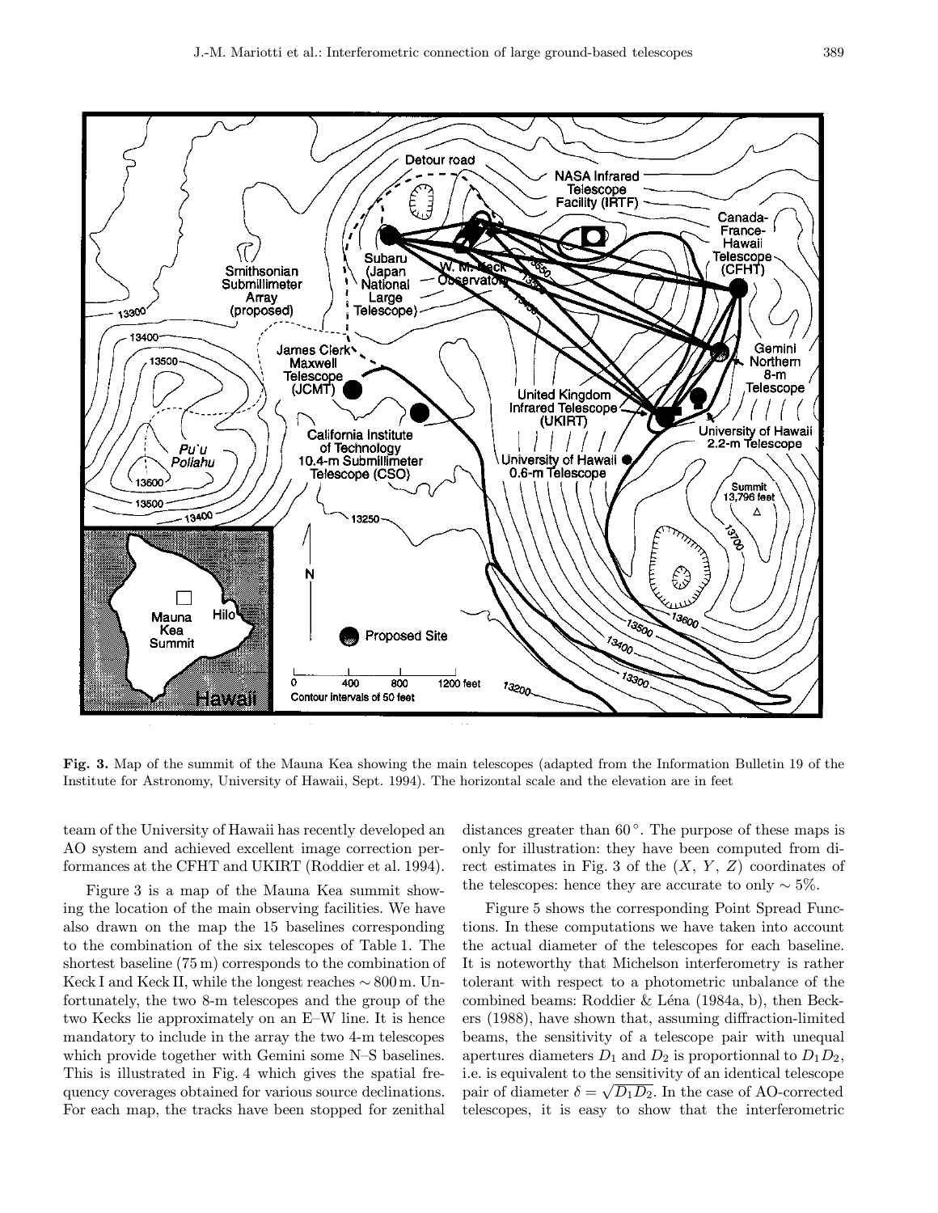**Fig. 3.** Map of the summit of the Mauna Kea showing the main telescopes (adapted from the Information Bulletin 19 of the Institute for Astronomy, University of Hawaii, Sept. 1994). The horizontal scale and the elevation are in feet

team of the University of Hawaii has recently developed an AO system and achieved excellent image correction performances at the CFHT and UKIRT (Roddier et al. 1994).

Figure 3 is a map of the Mauna Kea summit showing the location of the main observing facilities. We have also drawn on the map the 15 baselines corresponding to the combination of the six telescopes of Table 1. The shortest baseline (75 m) corresponds to the combination of Keck I and Keck II, while the longest reaches $\sim 800$ m. Unfortunately, the two 8-m telescopes and the group of the two Kecks lie approximately on an E–W line. It is hence mandatory to include in the array the two 4-m telescopes which provide together with Gemini some N–S baselines. This is illustrated in Fig. 4 which gives the spatial frequency coverages obtained for various source declinations. For each map, the tracks have been stopped for zenithal distances greater than $60^\circ$. The purpose of these maps is only for illustration: they have been computed from direct estimates in Fig. 3 of the ($X$, $Y$, $Z$) coordinates of the telescopes: hence they are accurate to only $\sim 5\%$.

Figure 5 shows the corresponding Point Spread Functions. In these computations we have taken into account the actual diameter of the telescopes for each baseline. It is noteworthy that Michelson interferometry is rather tolerant with respect to a photometric unbalance of the combined beams: Roddier & Léna (1984a, b), then Beckers (1988), have shown that, assuming diffraction-limited beams, the sensitivity of a telescope pair with unequal apertures diameters $D_1$ and $D_2$ is proportionnal to $D_1 D_2$, i.e. is equivalent to the sensitivity of an identical telescope pair of diameter $\delta = \sqrt{D_1 D_2}$. In the case of AO-corrected telescopes, it is easy to show that the interferometric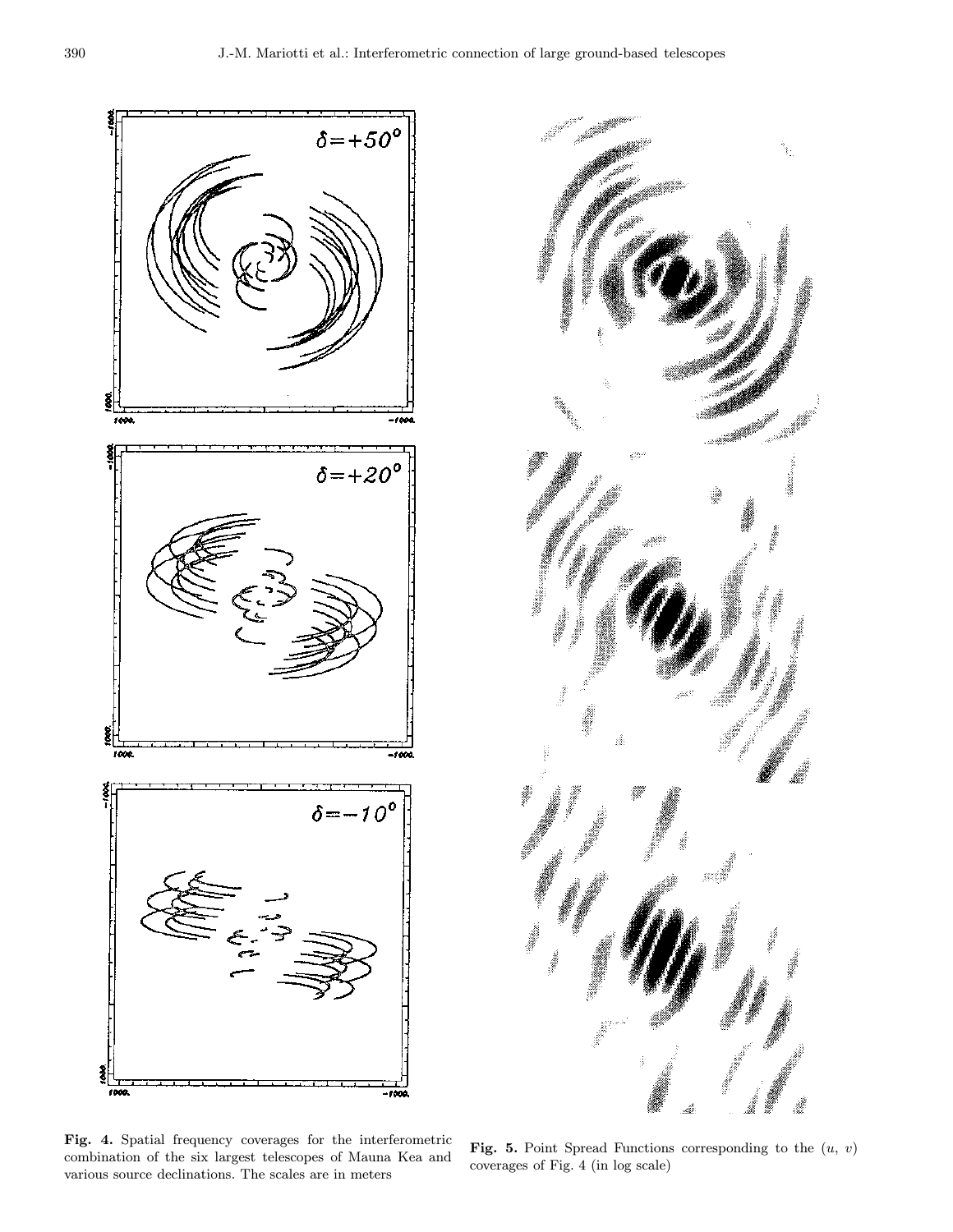**Fig. 4.** Spatial frequency coverages for the interferometric combination of the six largest telescopes of Mauna Kea and various source declinations. The scales are in meters

**Fig. 5.** Point Spread Functions corresponding to the $(u,\ v)$ coverages of Fig. 4 (in log scale)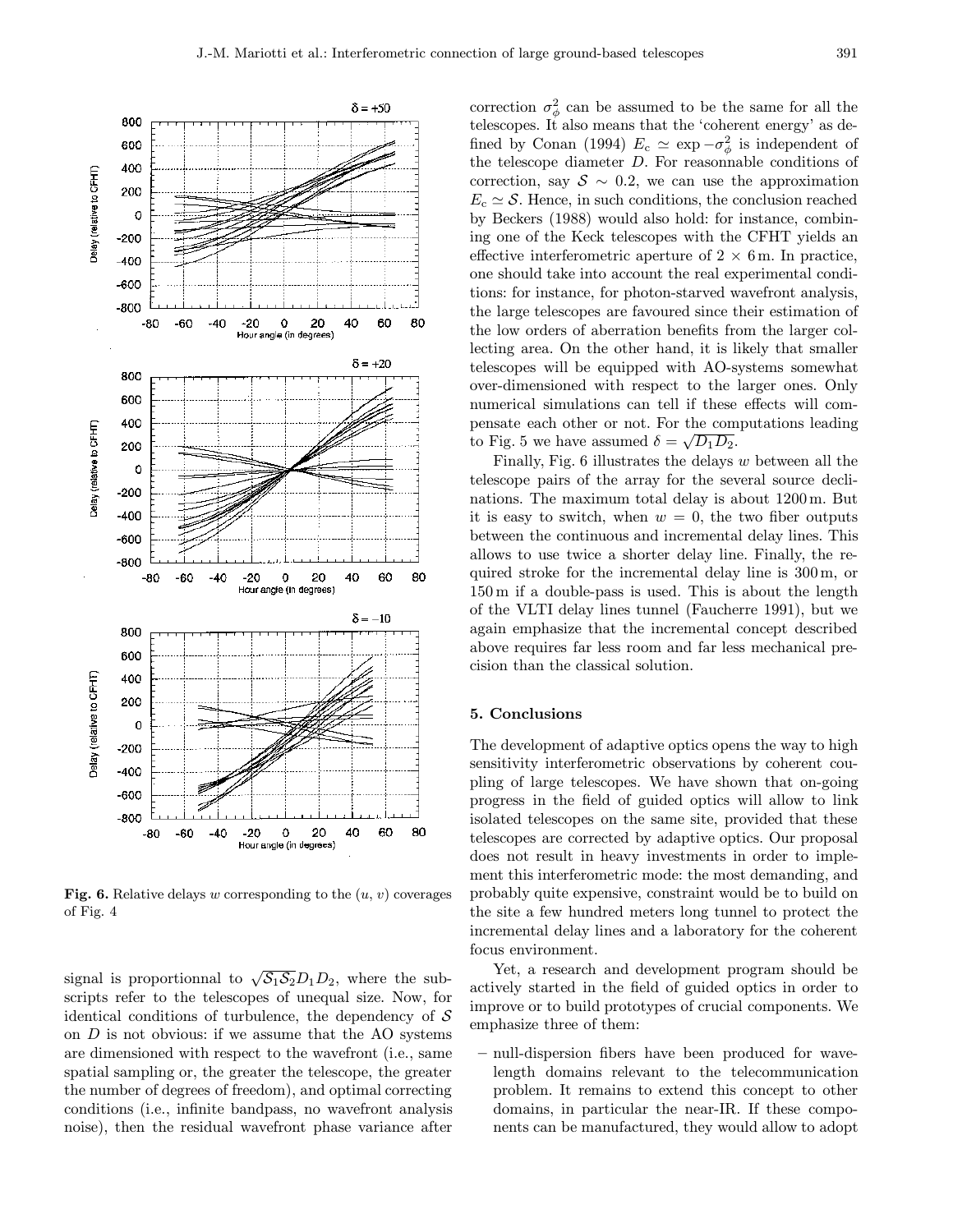Fig. 6. Relative delays $w$ corresponding to the $(u, v)$ coverages of Fig. 4

signal is proportionnal to $\sqrt{\mathcal{S}_1\mathcal{S}_2}D_1D_2$, where the subscripts refer to the telescopes of unequal size. Now, for identical conditions of turbulence, the dependency of $\mathcal{S}$ on $D$ is not obvious: if we assume that the AO systems are dimensioned with respect to the wavefront (i.e., same spatial sampling or, the greater the telescope, the greater the number of degrees of freedom), and optimal correcting conditions (i.e., infinite bandpass, no wavefront analysis noise), then the residual wavefront phase variance after correction $\sigma_\phi^2$ can be assumed to be the same for all the telescopes. It also means that the 'coherent energy' as defined by Conan (1994) $E_\mathrm{c} \simeq \exp -\sigma_\phi^2$ is independent of the telescope diameter $D$. For reasonnable conditions of correction, say $\mathcal{S} \sim 0.2$, we can use the approximation $E_\mathrm{c} \simeq \mathcal{S}$. Hence, in such conditions, the conclusion reached by Beckers (1988) would also hold: for instance, combining one of the Keck telescopes with the CFHT yields an effective interferometric aperture of $2 \times 6$ m. In practice, one should take into account the real experimental conditions: for instance, for photon-starved wavefront analysis, the large telescopes are favoured since their estimation of the low orders of aberration benefits from the larger collecting area. On the other hand, it is likely that smaller telescopes will be equipped with AO-systems somewhat over-dimensioned with respect to the larger ones. Only numerical simulations can tell if these effects will compensate each other or not. For the computations leading to Fig. 5 we have assumed $\delta = \sqrt{D_1D_2}$.

Finally, Fig. 6 illustrates the delays $w$ between all the telescope pairs of the array for the several source declinations. The maximum total delay is about 1200 m. But it is easy to switch, when $w = 0$, the two fiber outputs between the continuous and incremental delay lines. This allows to use twice a shorter delay line. Finally, the required stroke for the incremental delay line is 300 m, or 150 m if a double-pass is used. This is about the length of the VLTI delay lines tunnel (Faucherre 1991), but we again emphasize that the incremental concept described above requires far less room and far less mechanical precision than the classical solution.

## 5. Conclusions

The development of adaptive optics opens the way to high sensitivity interferometric observations by coherent coupling of large telescopes. We have shown that on-going progress in the field of guided optics will allow to link isolated telescopes on the same site, provided that these telescopes are corrected by adaptive optics. Our proposal does not result in heavy investments in order to implement this interferometric mode: the most demanding, and probably quite expensive, constraint would be to build on the site a few hundred meters long tunnel to protect the incremental delay lines and a laboratory for the coherent focus environment.

Yet, a research and development program should be actively started in the field of guided optics in order to improve or to build prototypes of crucial components. We emphasize three of them:

– null-dispersion fibers have been produced for wavelength domains relevant to the telecommunication problem. It remains to extend this concept to other domains, in particular the near-IR. If these components can be manufactured, they would allow to adopt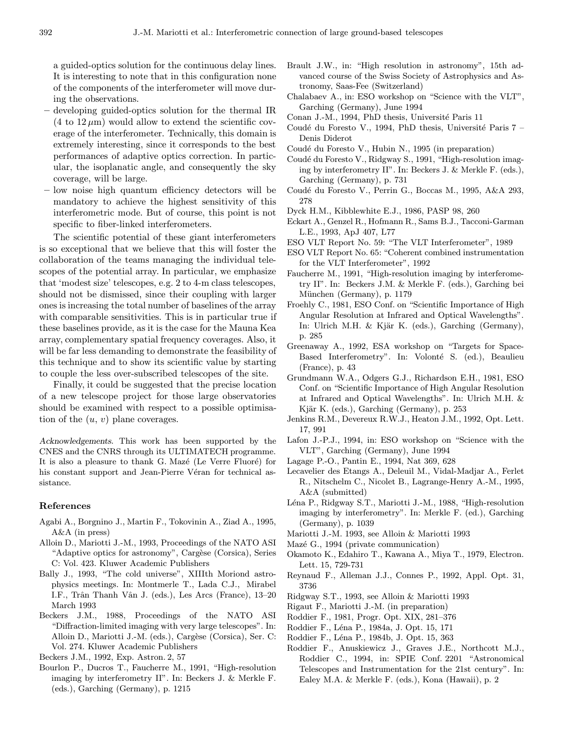a guided-optics solution for the continuous delay lines. It is interesting to note that in this configuration none of the components of the interferometer will move during the observations.

- developing guided-optics solution for the thermal IR (4 to 12 $\mu$m) would allow to extend the scientific coverage of the interferometer. Technically, this domain is extremely interesting, since it corresponds to the best performances of adaptive optics correction. In particular, the isoplanatic angle, and consequently the sky coverage, will be large.
- low noise high quantum efficiency detectors will be mandatory to achieve the highest sensitivity of this interferometric mode. But of course, this point is not specific to fiber-linked interferometers.

The scientific potential of these giant interferometers is so exceptional that we believe that this will foster the collaboration of the teams managing the individual telescopes of the potential array. In particular, we emphasize that 'modest size' telescopes, e.g. 2 to 4-m class telescopes, should not be dismissed, since their coupling with larger ones is increasing the total number of baselines of the array with comparable sensitivities. This is in particular true if these baselines provide, as it is the case for the Mauna Kea array, complementary spatial frequency coverages. Also, it will be far less demanding to demonstrate the feasibility of this technique and to show its scientific value by starting to couple the less over-subscribed telescopes of the site.

Finally, it could be suggested that the precise location of a new telescope project for those large observatories should be examined with respect to a possible optimisation of the $(u, v)$ plane coverages.

*Acknowledgements.* This work has been supported by the CNES and the CNRS through its ULTIMATECH programme. It is also a pleasure to thank G. Mazé (Le Verre Fluoré) for his constant support and Jean-Pierre Véran for technical assistance.

## References

Agabi A., Borgnino J., Martin F., Tokovinin A., Ziad A., 1995, A&A (in press)

Alloin D., Mariotti J.-M., 1993, Proceedings of the NATO ASI "Adaptive optics for astronomy", Cargèse (Corsica), Series C: Vol. 423. Kluwer Academic Publishers

Bally J., 1993, "The cold universe", XIIIth Moriond astrophysics meetings. In: Montmerle T., Lada C.J., Mirabel I.F., Trân Thanh Vân J. (eds.), Les Arcs (France), 13–20 March 1993

Beckers J.M., 1988, Proceedings of the NATO ASI "Diffraction-limited imaging with very large telescopes". In: Alloin D., Mariotti J.-M. (eds.), Cargèse (Corsica), Ser. C: Vol. 274. Kluwer Academic Publishers

Beckers J.M., 1992, Exp. Astron. 2, 57

Bourlon P., Ducros T., Faucherre M., 1991, "High-resolution imaging by interferometry II". In: Beckers J. & Merkle F. (eds.), Garching (Germany), p. 1215

Brault J.W., in: "High resolution in astronomy", 15th advanced course of the Swiss Society of Astrophysics and Astronomy, Saas-Fee (Switzerland)

Chalabaev A., in: ESO workshop on "Science with the VLT", Garching (Germany), June 1994

Conan J.-M., 1994, PhD thesis, Université Paris 11

Coudé du Foresto V., 1994, PhD thesis, Université Paris 7 – Denis Diderot

Coudé du Foresto V., Hubin N., 1995 (in preparation)

Coudé du Foresto V., Ridgway S., 1991, "High-resolution imaging by interferometry II". In: Beckers J. & Merkle F. (eds.), Garching (Germany), p. 731

Coudé du Foresto V., Perrin G., Boccas M., 1995, A&A 293, 278

Dyck H.M., Kibblewhite E.J., 1986, PASP 98, 260

Eckart A., Genzel R., Hofmann R., Sams B.J., Tacconi-Garman L.E., 1993, ApJ 407, L77

ESO VLT Report No. 59: "The VLT Interferometer", 1989

ESO VLT Report No. 65: "Coherent combined instrumentation for the VLT Interferometer", 1992

Faucherre M., 1991, "High-resolution imaging by interferometry II". In: Beckers J.M. & Merkle F. (eds.), Garching bei München (Germany), p. 1179

Froehly C., 1981, ESO Conf. on "Scientific Importance of High Angular Resolution at Infrared and Optical Wavelengths". In: Ulrich M.H. & Kjär K. (eds.), Garching (Germany), p. 285

Greenaway A., 1992, ESA workshop on "Targets for Space-Based Interferometry". In: Volonté S. (ed.), Beaulieu (France), p. 43

Grundmann W.A., Odgers G.J., Richardson E.H., 1981, ESO Conf. on "Scientific Importance of High Angular Resolution at Infrared and Optical Wavelengths". In: Ulrich M.H. & Kjär K. (eds.), Garching (Germany), p. 253

Jenkins R.M., Devereux R.W.J., Heaton J.M., 1992, Opt. Lett. 17, 991

Lafon J.-P.J., 1994, in: ESO workshop on "Science with the VLT", Garching (Germany), June 1994

Lagage P.-O., Pantin E., 1994, Nat 369, 628

Lecavelier des Etangs A., Deleuil M., Vidal-Madjar A., Ferlet R., Nitschelm C., Nicolet B., Lagrange-Henry A.-M., 1995, A&A (submitted)

Léna P., Ridgway S.T., Mariotti J.-M., 1988, "High-resolution imaging by interferometry". In: Merkle F. (ed.), Garching (Germany), p. 1039

Mariotti J.-M. 1993, see Alloin & Mariotti 1993

Mazé G., 1994 (private communication)

Okamoto K., Edahiro T., Kawana A., Miya T., 1979, Electron. Lett. 15, 729-731

Reynaud F., Alleman J.J., Connes P., 1992, Appl. Opt. 31, 3736

Ridgway S.T., 1993, see Alloin & Mariotti 1993

Rigaut F., Mariotti J.-M. (in preparation)

Roddier F., 1981, Progr. Opt. XIX, 281–376

Roddier F., Léna P., 1984a, J. Opt. 15, 171

Roddier F., Léna P., 1984b, J. Opt. 15, 363

Roddier F., Anuskiewicz J., Graves J.E., Northcott M.J., Roddier C., 1994, in: SPIE Conf. 2201 "Astronomical Telescopes and Instrumentation for the 21st century". In: Ealey M.A. & Merkle F. (eds.), Kona (Hawaii), p. 2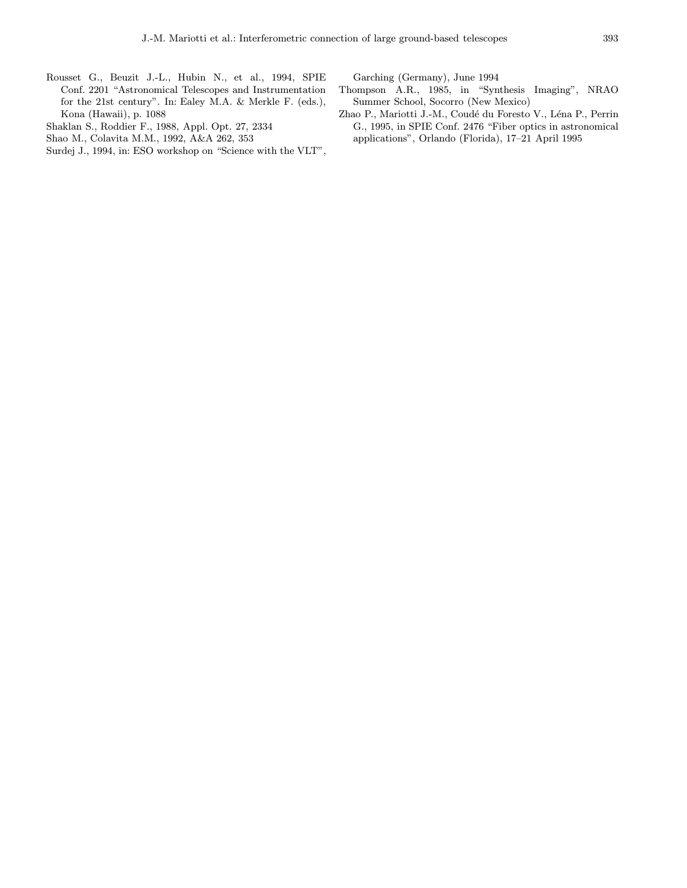Rousset G., Beuzit J.-L., Hubin N., et al., 1994, SPIE Conf. 2201 "Astronomical Telescopes and Instrumentation for the 21st century". In: Ealey M.A. & Merkle F. (eds.), Kona (Hawaii), p. 1088

Shaklan S., Roddier F., 1988, Appl. Opt. 27, 2334

Shao M., Colavita M.M., 1992, A&A 262, 353

Surdej J., 1994, in: ESO workshop on "Science with the VLT", Garching (Germany), June 1994

Thompson A.R., 1985, in "Synthesis Imaging", NRAO Summer School, Socorro (New Mexico)

Zhao P., Mariotti J.-M., Coudé du Foresto V., Léna P., Perrin G., 1995, in SPIE Conf. 2476 "Fiber optics in astronomical applications", Orlando (Florida), 17–21 April 1995